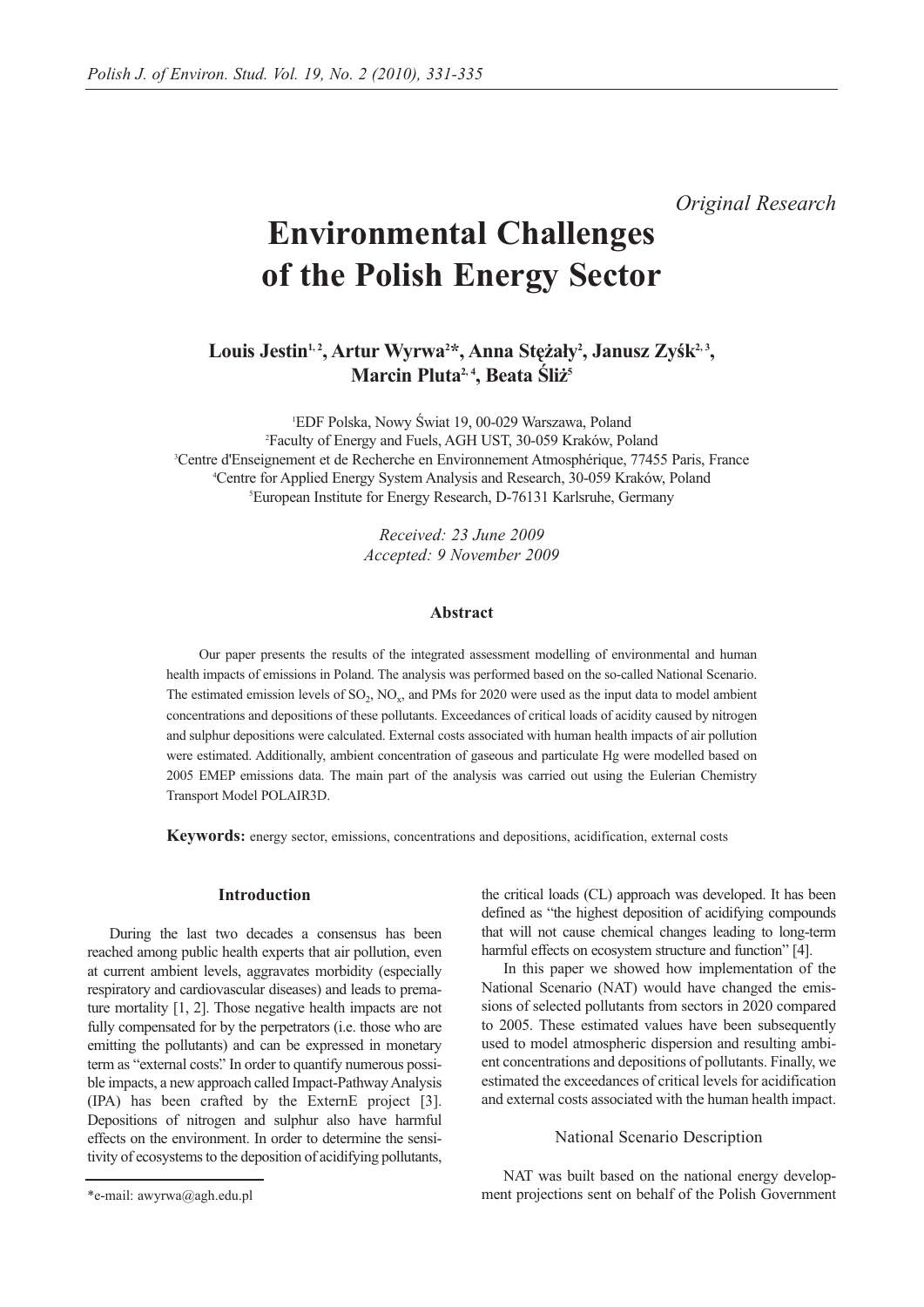*Original Research*

# Environmental Challenges of the Polish Energy Sector

**Louis Jestin[1, 2], Artur Wyrwa[2]*, Anna Stężały[2], Janusz Zyśk[2, 3], Marcin Pluta[2, 4], Beata Śliż[5]**

[1]EDF Polska, Nowy Świat 19, 00-029 Warszawa, Poland
[2]Faculty of Energy and Fuels, AGH UST, 30-059 Kraków, Poland
[3]Centre d'Enseignement et de Recherche en Environnement Atmosphérique, 77455 Paris, France
[4]Centre for Applied Energy System Analysis and Research, 30-059 Kraków, Poland
[5]European Institute for Energy Research, D-76131 Karlsruhe, Germany

*Received: 23 June 2009*
*Accepted: 9 November 2009*

### Abstract

Our paper presents the results of the integrated assessment modelling of environmental and human health impacts of emissions in Poland. The analysis was performed based on the so-called National Scenario. The estimated emission levels of $SO_2$, $NO_x$, and PMs for 2020 were used as the input data to model ambient concentrations and depositions of these pollutants. Exceedances of critical loads of acidity caused by nitrogen and sulphur depositions were calculated. External costs associated with human health impacts of air pollution were estimated. Additionally, ambient concentration of gaseous and particulate Hg were modelled based on 2005 EMEP emissions data. The main part of the analysis was carried out using the Eulerian Chemistry Transport Model POLAIR3D.

**Keywords:** energy sector, emissions, concentrations and depositions, acidification, external costs

## Introduction

During the last two decades a consensus has been reached among public health experts that air pollution, even at current ambient levels, aggravates morbidity (especially respiratory and cardiovascular diseases) and leads to premature mortality [1, 2]. Those negative health impacts are not fully compensated for by the perpetrators (i.e. those who are emitting the pollutants) and can be expressed in monetary term as "external costs." In order to quantify numerous possible impacts, a new approach called Impact-Pathway Analysis (IPA) has been crafted by the ExternE project [3]. Depositions of nitrogen and sulphur also have harmful effects on the environment. In order to determine the sensitivity of ecosystems to the deposition of acidifying pollutants, the critical loads (CL) approach was developed. It has been defined as "the highest deposition of acidifying compounds that will not cause chemical changes leading to long-term harmful effects on ecosystem structure and function" [4].

In this paper we showed how implementation of the National Scenario (NAT) would have changed the emissions of selected pollutants from sectors in 2020 compared to 2005. These estimated values have been subsequently used to model atmospheric dispersion and resulting ambient concentrations and depositions of pollutants. Finally, we estimated the exceedances of critical levels for acidification and external costs associated with the human health impact.

## National Scenario Description

NAT was built based on the national energy development projections sent on behalf of the Polish Government

*e-mail: awyrwa@agh.edu.pl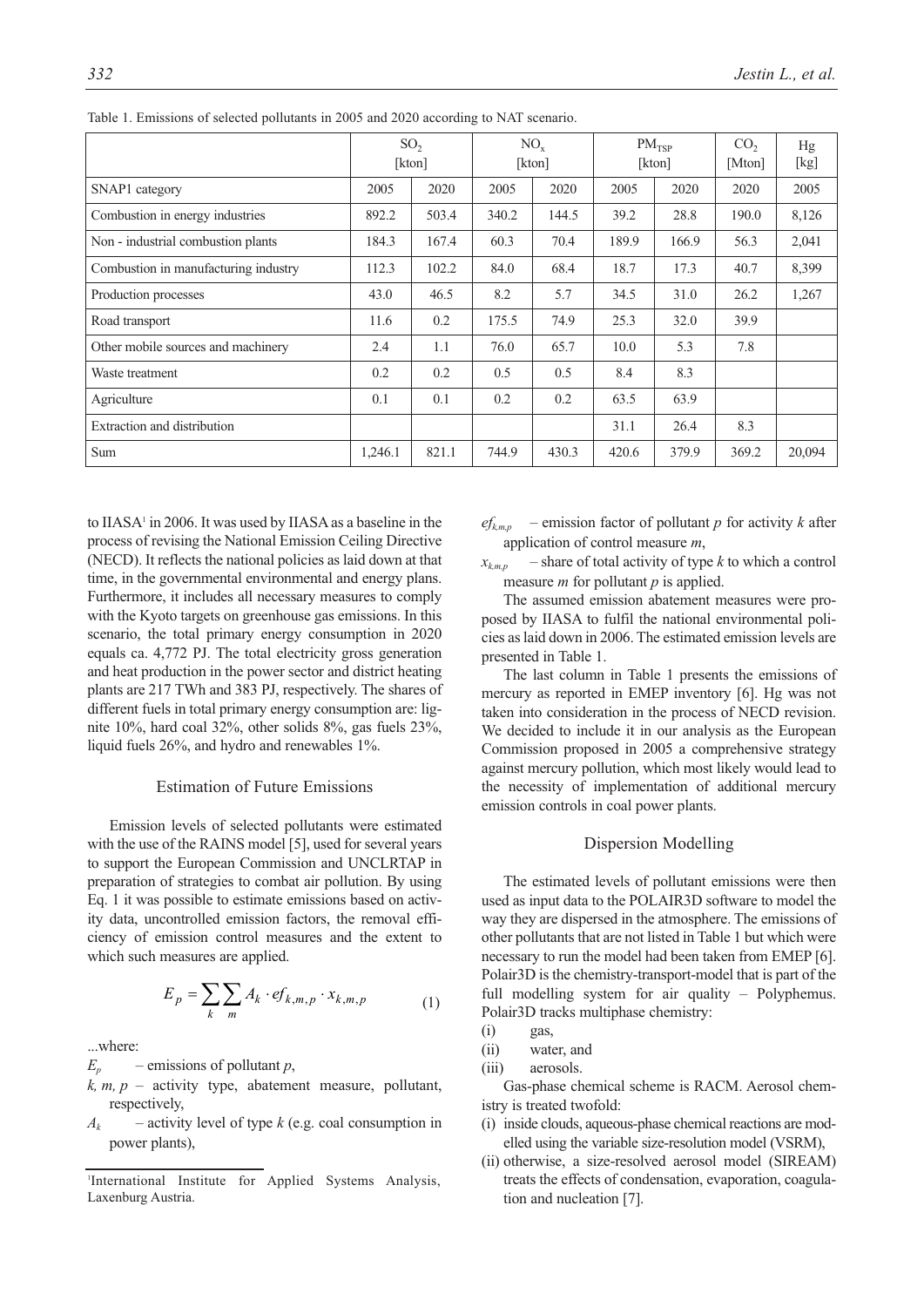Table 1. Emissions of selected pollutants in 2005 and 2020 according to NAT scenario.

| | $SO_2$ [kton] | | $NO_x$ [kton] | | $PM_{TSP}$ [kton] | | $CO_2$ [Mton] | Hg [kg] |
|---|---|---|---|---|---|---|---|---|
| SNAP1 category | 2005 | 2020 | 2005 | 2020 | 2005 | 2020 | 2020 | 2005 |
| Combustion in energy industries | 892.2 | 503.4 | 340.2 | 144.5 | 39.2 | 28.8 | 190.0 | 8,126 |
| Non - industrial combustion plants | 184.3 | 167.4 | 60.3 | 70.4 | 189.9 | 166.9 | 56.3 | 2,041 |
| Combustion in manufacturing industry | 112.3 | 102.2 | 84.0 | 68.4 | 18.7 | 17.3 | 40.7 | 8,399 |
| Production processes | 43.0 | 46.5 | 8.2 | 5.7 | 34.5 | 31.0 | 26.2 | 1,267 |
| Road transport | 11.6 | 0.2 | 175.5 | 74.9 | 25.3 | 32.0 | 39.9 | |
| Other mobile sources and machinery | 2.4 | 1.1 | 76.0 | 65.7 | 10.0 | 5.3 | 7.8 | |
| Waste treatment | 0.2 | 0.2 | 0.5 | 0.5 | 8.4 | 8.3 | | |
| Agriculture | 0.1 | 0.1 | 0.2 | 0.2 | 63.5 | 63.9 | | |
| Extraction and distribution | | | | | 31.1 | 26.4 | 8.3 | |
| Sum | 1,246.1 | 821.1 | 744.9 | 430.3 | 420.6 | 379.9 | 369.2 | 20,094 |

to IIASA[1] in 2006. It was used by IIASA as a baseline in the process of revising the National Emission Ceiling Directive (NECD). It reflects the national policies as laid down at that time, in the governmental environmental and energy plans. Furthermore, it includes all necessary measures to comply with the Kyoto targets on greenhouse gas emissions. In this scenario, the total primary energy consumption in 2020 equals ca. 4,772 PJ. The total electricity gross generation and heat production in the power sector and district heating plants are 217 TWh and 383 PJ, respectively. The shares of different fuels in total primary energy consumption are: lignite 10%, hard coal 32%, other solids 8%, gas fuels 23%, liquid fuels 26%, and hydro and renewables 1%.

## Estimation of Future Emissions

Emission levels of selected pollutants were estimated with the use of the RAINS model [5], used for several years to support the European Commission and UNCLRTAP in preparation of strategies to combat air pollution. By using Eq. 1 it was possible to estimate emissions based on activity data, uncontrolled emission factors, the removal efficiency of emission control measures and the extent to which such measures are applied.

$$E_p = \sum_k \sum_m A_k \cdot ef_{k,m,p} \cdot x_{k,m,p} \qquad (1)$$

...where:

$E_p$ – emissions of pollutant $p$,

$k, m, p$ – activity type, abatement measure, pollutant, respectively,

$A_k$ – activity level of type $k$ (e.g. coal consumption in power plants),

$ef_{k,m,p}$ – emission factor of pollutant $p$ for activity $k$ after application of control measure $m$,

$x_{k,m,p}$ – share of total activity of type $k$ to which a control measure $m$ for pollutant $p$ is applied.

The assumed emission abatement measures were proposed by IIASA to fulfil the national environmental policies as laid down in 2006. The estimated emission levels are presented in Table 1.

The last column in Table 1 presents the emissions of mercury as reported in EMEP inventory [6]. Hg was not taken into consideration in the process of NECD revision. We decided to include it in our analysis as the European Commission proposed in 2005 a comprehensive strategy against mercury pollution, which most likely would lead to the necessity of implementation of additional mercury emission controls in coal power plants.

## Dispersion Modelling

The estimated levels of pollutant emissions were then used as input data to the POLAIR3D software to model the way they are dispersed in the atmosphere. The emissions of other pollutants that are not listed in Table 1 but which were necessary to run the model had been taken from EMEP [6]. Polair3D is the chemistry-transport-model that is part of the full modelling system for air quality – Polyphemus. Polair3D tracks multiphase chemistry:

(i) gas,
(ii) water, and
(iii) aerosols.

Gas-phase chemical scheme is RACM. Aerosol chemistry is treated twofold:

(i) inside clouds, aqueous-phase chemical reactions are modelled using the variable size-resolution model (VSRM),
(ii) otherwise, a size-resolved aerosol model (SIREAM) treats the effects of condensation, evaporation, coagulation and nucleation [7].

[1] International Institute for Applied Systems Analysis, Laxenburg Austria.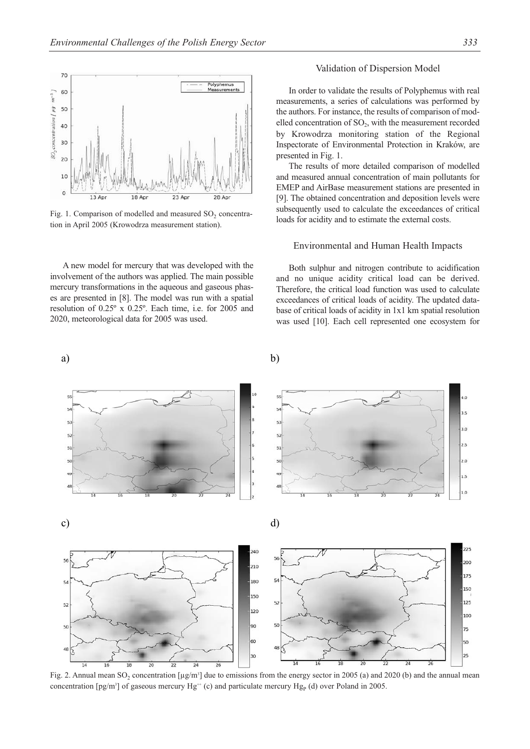Fig. 1. Comparison of modelled and measured $SO_2$ concentration in April 2005 (Krowodrza measurement station).

A new model for mercury that was developed with the involvement of the authors was applied. The main possible mercury transformations in the aqueous and gaseous phases are presented in [8]. The model was run with a spatial resolution of 0.25º x 0.25º. Each time, i.e. for 2005 and 2020, meteorological data for 2005 was used.

## Validation of Dispersion Model

In order to validate the results of Polyphemus with real measurements, a series of calculations was performed by the authors. For instance, the results of comparison of modelled concentration of $SO_2$, with the measurement recorded by Krowodrza monitoring station of the Regional Inspectorate of Environmental Protection in Kraków, are presented in Fig. 1.

The results of more detailed comparison of modelled and measured annual concentration of main pollutants for EMEP and AirBase measurement stations are presented in [9]. The obtained concentration and deposition levels were subsequently used to calculate the exceedances of critical loads for acidity and to estimate the external costs.

## Environmental and Human Health Impacts

Both sulphur and nitrogen contribute to acidification and no unique acidity critical load can be derived. Therefore, the critical load function was used to calculate exceedances of critical loads of acidity. The updated database of critical loads of acidity in 1x1 km spatial resolution was used [10]. Each cell represented one ecosystem for

Fig. 2. Annual mean $SO_2$ concentration [µg/m³] due to emissions from the energy sector in 2005 (a) and 2020 (b) and the annual mean concentration [pg/m³] of gaseous mercury $Hg^{++}$ (c) and particulate mercury $Hg_P$ (d) over Poland in 2005.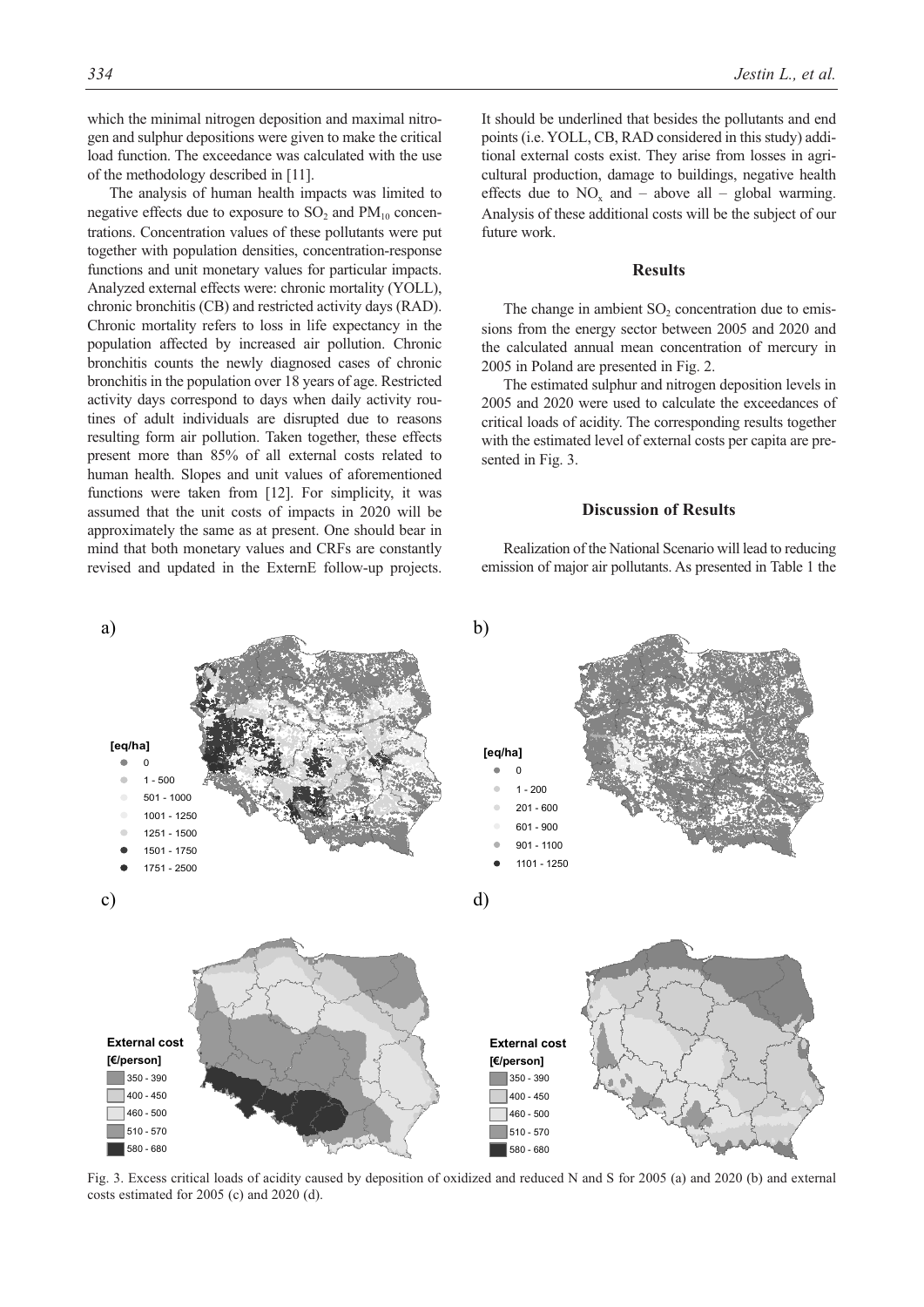which the minimal nitrogen deposition and maximal nitrogen and sulphur depositions were given to make the critical load function. The exceedance was calculated with the use of the methodology described in [11].

The analysis of human health impacts was limited to negative effects due to exposure to $SO_2$ and $PM_{10}$ concentrations. Concentration values of these pollutants were put together with population densities, concentration-response functions and unit monetary values for particular impacts. Analyzed external effects were: chronic mortality (YOLL), chronic bronchitis (CB) and restricted activity days (RAD). Chronic mortality refers to loss in life expectancy in the population affected by increased air pollution. Chronic bronchitis counts the newly diagnosed cases of chronic bronchitis in the population over 18 years of age. Restricted activity days correspond to days when daily activity routines of adult individuals are disrupted due to reasons resulting form air pollution. Taken together, these effects present more than 85% of all external costs related to human health. Slopes and unit values of aforementioned functions were taken from [12]. For simplicity, it was assumed that the unit costs of impacts in 2020 will be approximately the same as at present. One should bear in mind that both monetary values and CRFs are constantly revised and updated in the ExternE follow-up projects. It should be underlined that besides the pollutants and end points (i.e. YOLL, CB, RAD considered in this study) additional external costs exist. They arise from losses in agricultural production, damage to buildings, negative health effects due to $NO_x$ and – above all – global warming. Analysis of these additional costs will be the subject of our future work.

## Results

The change in ambient $SO_2$ concentration due to emissions from the energy sector between 2005 and 2020 and the calculated annual mean concentration of mercury in 2005 in Poland are presented in Fig. 2.

The estimated sulphur and nitrogen deposition levels in 2005 and 2020 were used to calculate the exceedances of critical loads of acidity. The corresponding results together with the estimated level of external costs per capita are presented in Fig. 3.

## Discussion of Results

Realization of the National Scenario will lead to reducing emission of major air pollutants. As presented in Table 1 the

Fig. 3. Excess critical loads of acidity caused by deposition of oxidized and reduced N and S for 2005 (a) and 2020 (b) and external costs estimated for 2005 (c) and 2020 (d).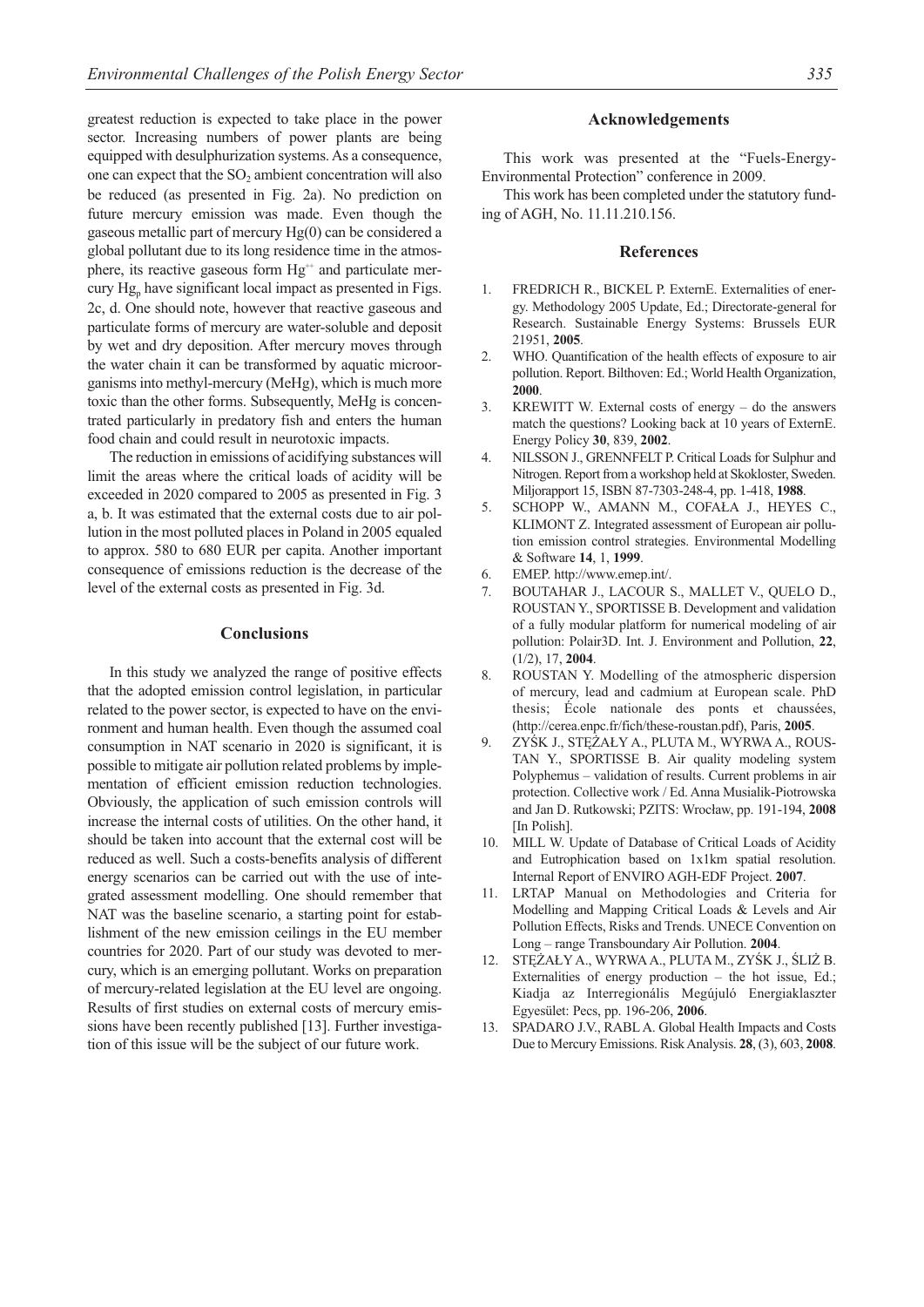greatest reduction is expected to take place in the power sector. Increasing numbers of power plants are being equipped with desulphurization systems. As a consequence, one can expect that the $SO_2$ ambient concentration will also be reduced (as presented in Fig. 2a). No prediction on future mercury emission was made. Even though the gaseous metallic part of mercury Hg(0) can be considered a global pollutant due to its long residence time in the atmosphere, its reactive gaseous form $Hg^{++}$ and particulate mercury $Hg_p$ have significant local impact as presented in Figs. 2c, d. One should note, however that reactive gaseous and particulate forms of mercury are water-soluble and deposit by wet and dry deposition. After mercury moves through the water chain it can be transformed by aquatic microorganisms into methyl-mercury (MeHg), which is much more toxic than the other forms. Subsequently, MeHg is concentrated particularly in predatory fish and enters the human food chain and could result in neurotoxic impacts.

The reduction in emissions of acidifying substances will limit the areas where the critical loads of acidity will be exceeded in 2020 compared to 2005 as presented in Fig. 3 a, b. It was estimated that the external costs due to air pollution in the most polluted places in Poland in 2005 equaled to approx. 580 to 680 EUR per capita. Another important consequence of emissions reduction is the decrease of the level of the external costs as presented in Fig. 3d.

## Conclusions

In this study we analyzed the range of positive effects that the adopted emission control legislation, in particular related to the power sector, is expected to have on the environment and human health. Even though the assumed coal consumption in NAT scenario in 2020 is significant, it is possible to mitigate air pollution related problems by implementation of efficient emission reduction technologies. Obviously, the application of such emission controls will increase the internal costs of utilities. On the other hand, it should be taken into account that the external cost will be reduced as well. Such a costs-benefits analysis of different energy scenarios can be carried out with the use of integrated assessment modelling. One should remember that NAT was the baseline scenario, a starting point for establishment of the new emission ceilings in the EU member countries for 2020. Part of our study was devoted to mercury, which is an emerging pollutant. Works on preparation of mercury-related legislation at the EU level are ongoing. Results of first studies on external costs of mercury emissions have been recently published [13]. Further investigation of this issue will be the subject of our future work.

## Acknowledgements

This work was presented at the "Fuels-Energy-Environmental Protection" conference in 2009.

This work has been completed under the statutory funding of AGH, No. 11.11.210.156.

## References

1. FREDRICH R., BICKEL P. ExternE. Externalities of energy. Methodology 2005 Update, Ed.; Directorate-general for Research. Sustainable Energy Systems: Brussels EUR 21951, **2005**.
2. WHO. Quantification of the health effects of exposure to air pollution. Report. Bilthoven: Ed.; World Health Organization, **2000**.
3. KREWITT W. External costs of energy – do the answers match the questions? Looking back at 10 years of ExternE. Energy Policy **30**, 839, **2002**.
4. NILSSON J., GRENNFELT P. Critical Loads for Sulphur and Nitrogen. Report from a workshop held at Skokloster, Sweden. Miljorapport 15, ISBN 87-7303-248-4, pp. 1-418, **1988**.
5. SCHOPP W., AMANN M., COFAŁA J., HEYES C., KLIMONT Z. Integrated assessment of European air pollution emission control strategies. Environmental Modelling & Software **14**, 1, **1999**.
6. EMEP. http://www.emep.int/.
7. BOUTAHAR J., LACOUR S., MALLET V., QUELO D., ROUSTAN Y., SPORTISSE B. Development and validation of a fully modular platform for numerical modeling of air pollution: Polair3D. Int. J. Environment and Pollution, **22**, (1/2), 17, **2004**.
8. ROUSTAN Y. Modelling of the atmospheric dispersion of mercury, lead and cadmium at European scale. PhD thesis; École nationale des ponts et chaussées, (http://cerea.enpc.fr/fich/these-roustan.pdf), Paris, **2005**.
9. ZYŚK J., STĘŻAŁY A., PLUTA M., WYRWA A., ROUSTAN Y., SPORTISSE B. Air quality modeling system Polyphemus – validation of results. Current problems in air protection. Collective work / Ed. Anna Musialik-Piotrowska and Jan D. Rutkowski; PZITS: Wrocław, pp. 191-194, **2008** [In Polish].
10. MILL W. Update of Database of Critical Loads of Acidity and Eutrophication based on 1x1km spatial resolution. Internal Report of ENVIRO AGH-EDF Project. **2007**.
11. LRTAP Manual on Methodologies and Criteria for Modelling and Mapping Critical Loads & Levels and Air Pollution Effects, Risks and Trends. UNECE Convention on Long – range Transboundary Air Pollution. **2004**.
12. STĘŻAŁY A., WYRWA A., PLUTA M., ZYŚK J., ŚLIŻ B. Externalities of energy production – the hot issue, Ed.; Kiadja az Interregionális Megújuló Energiaklaszter Egyesület: Pecs, pp. 196-206, **2006**.
13. SPADARO J.V., RABL A. Global Health Impacts and Costs Due to Mercury Emissions. Risk Analysis. **28**, (3), 603, **2008**.